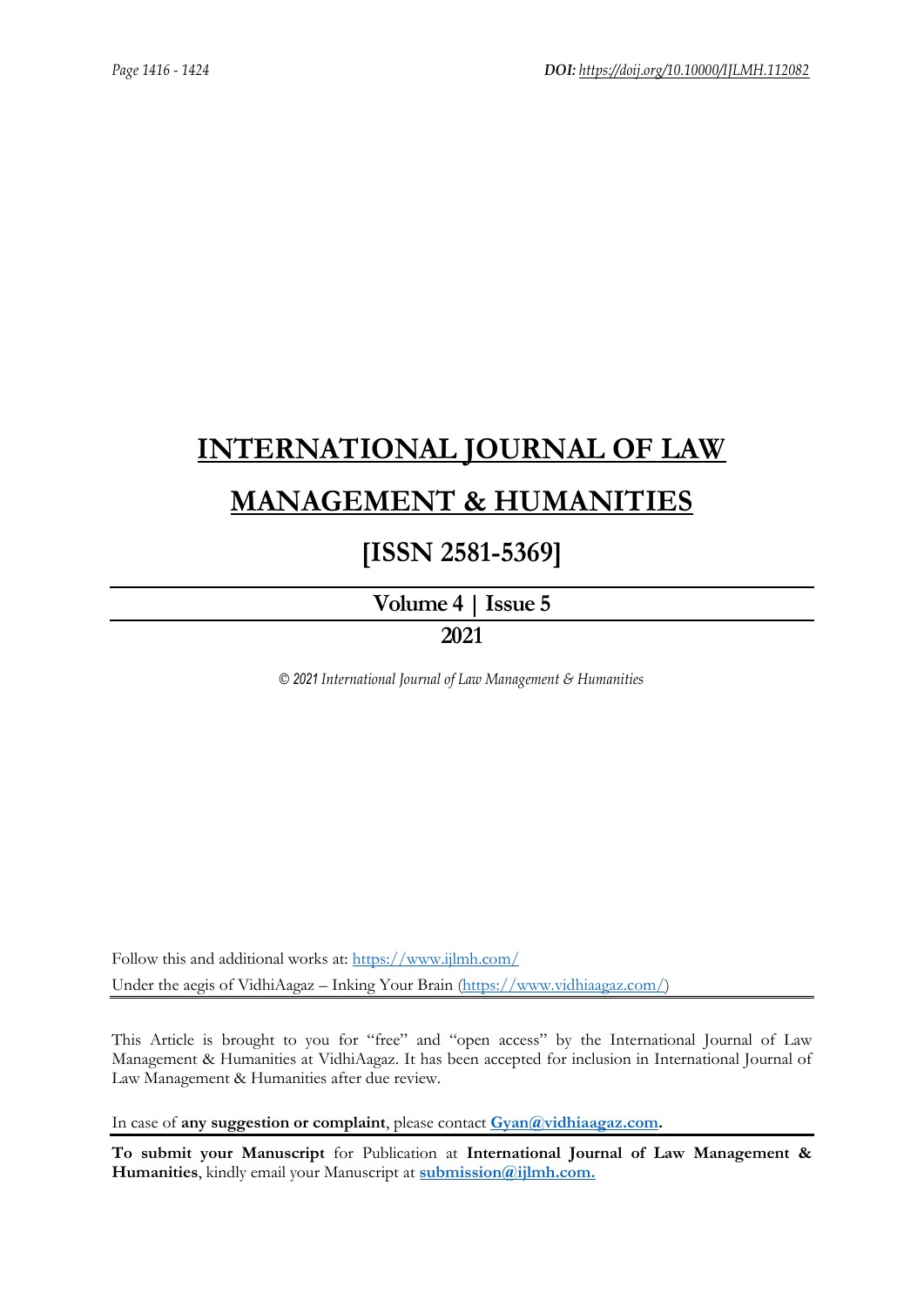# INTERNATIONAL JOURNAL OF LAW MANAGEMENT & HUMANITIES

## [ISSN 2581-5369]

**Volume 4 | Issue 5**

**2021**

*© 2021 International Journal of Law Management & Humanities*

Follow this and additional works at: https://www.ijlmh.com/

Under the aegis of VidhiAagaz – Inking Your Brain (https://www.vidhiaagaz.com/)

This Article is brought to you for "free" and "open access" by the International Journal of Law Management & Humanities at VidhiAagaz. It has been accepted for inclusion in International Journal of Law Management & Humanities after due review.

In case of **any suggestion or complaint**, please contact **Gyan@vidhiaagaz.com.**

**To submit your Manuscript** for Publication at **International Journal of Law Management & Humanities**, kindly email your Manuscript at **submission@ijlmh.com.**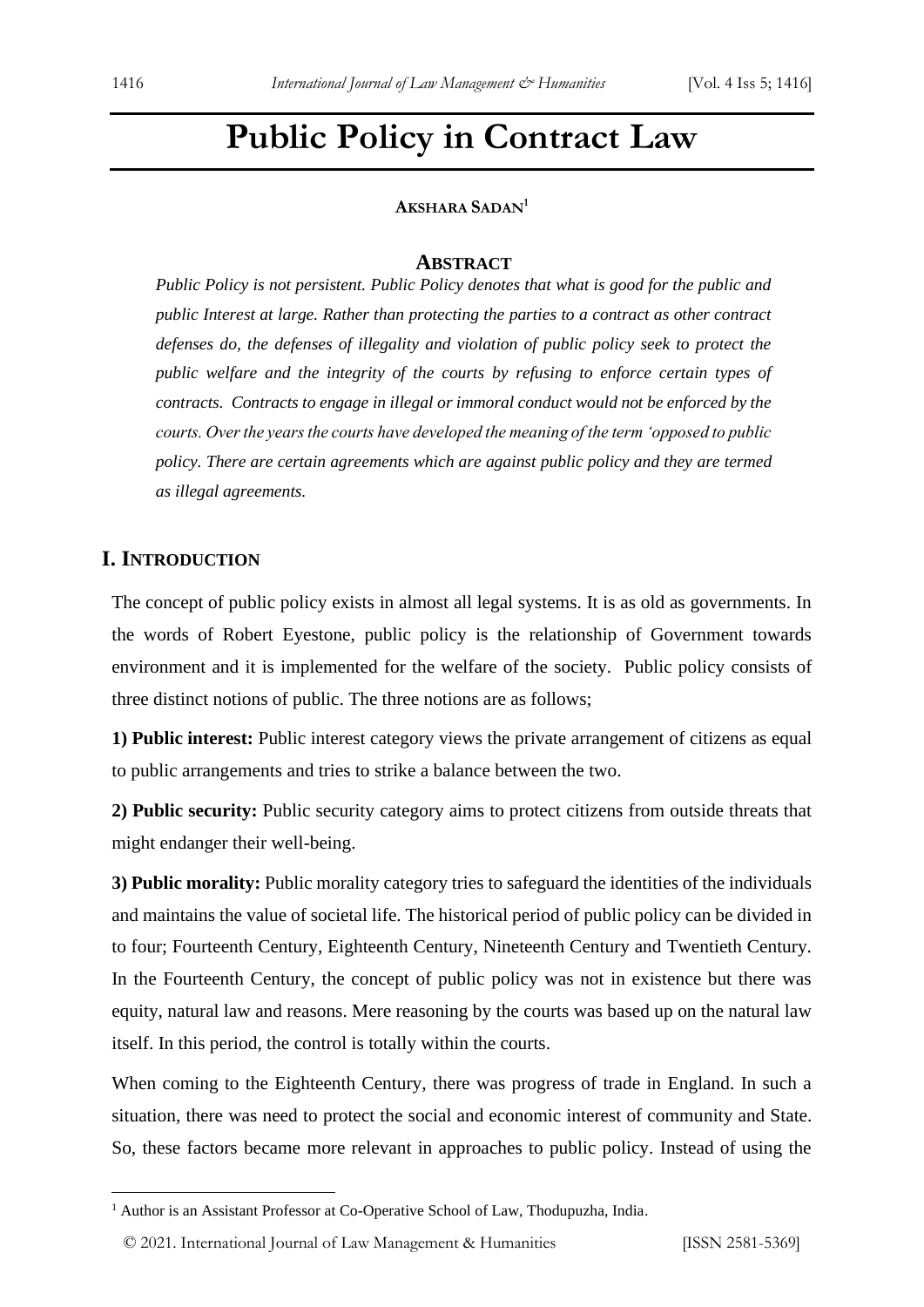# Public Policy in Contract Law

**Akshara Sadan**[1]

## Abstract

*Public Policy is not persistent. Public Policy denotes that what is good for the public and public Interest at large. Rather than protecting the parties to a contract as other contract defenses do, the defenses of illegality and violation of public policy seek to protect the public welfare and the integrity of the courts by refusing to enforce certain types of contracts. Contracts to engage in illegal or immoral conduct would not be enforced by the courts. Over the years the courts have developed the meaning of the term 'opposed to public policy. There are certain agreements which are against public policy and they are termed as illegal agreements.*

## I. Introduction

The concept of public policy exists in almost all legal systems. It is as old as governments. In the words of Robert Eyestone, public policy is the relationship of Government towards environment and it is implemented for the welfare of the society. Public policy consists of three distinct notions of public. The three notions are as follows;

**1) Public interest:** Public interest category views the private arrangement of citizens as equal to public arrangements and tries to strike a balance between the two.

**2) Public security:** Public security category aims to protect citizens from outside threats that might endanger their well-being.

**3) Public morality:** Public morality category tries to safeguard the identities of the individuals and maintains the value of societal life. The historical period of public policy can be divided in to four; Fourteenth Century, Eighteenth Century, Nineteenth Century and Twentieth Century. In the Fourteenth Century, the concept of public policy was not in existence but there was equity, natural law and reasons. Mere reasoning by the courts was based up on the natural law itself. In this period, the control is totally within the courts.

When coming to the Eighteenth Century, there was progress of trade in England. In such a situation, there was need to protect the social and economic interest of community and State. So, these factors became more relevant in approaches to public policy. Instead of using the

---

[1] Author is an Assistant Professor at Co-Operative School of Law, Thodupuzha, India.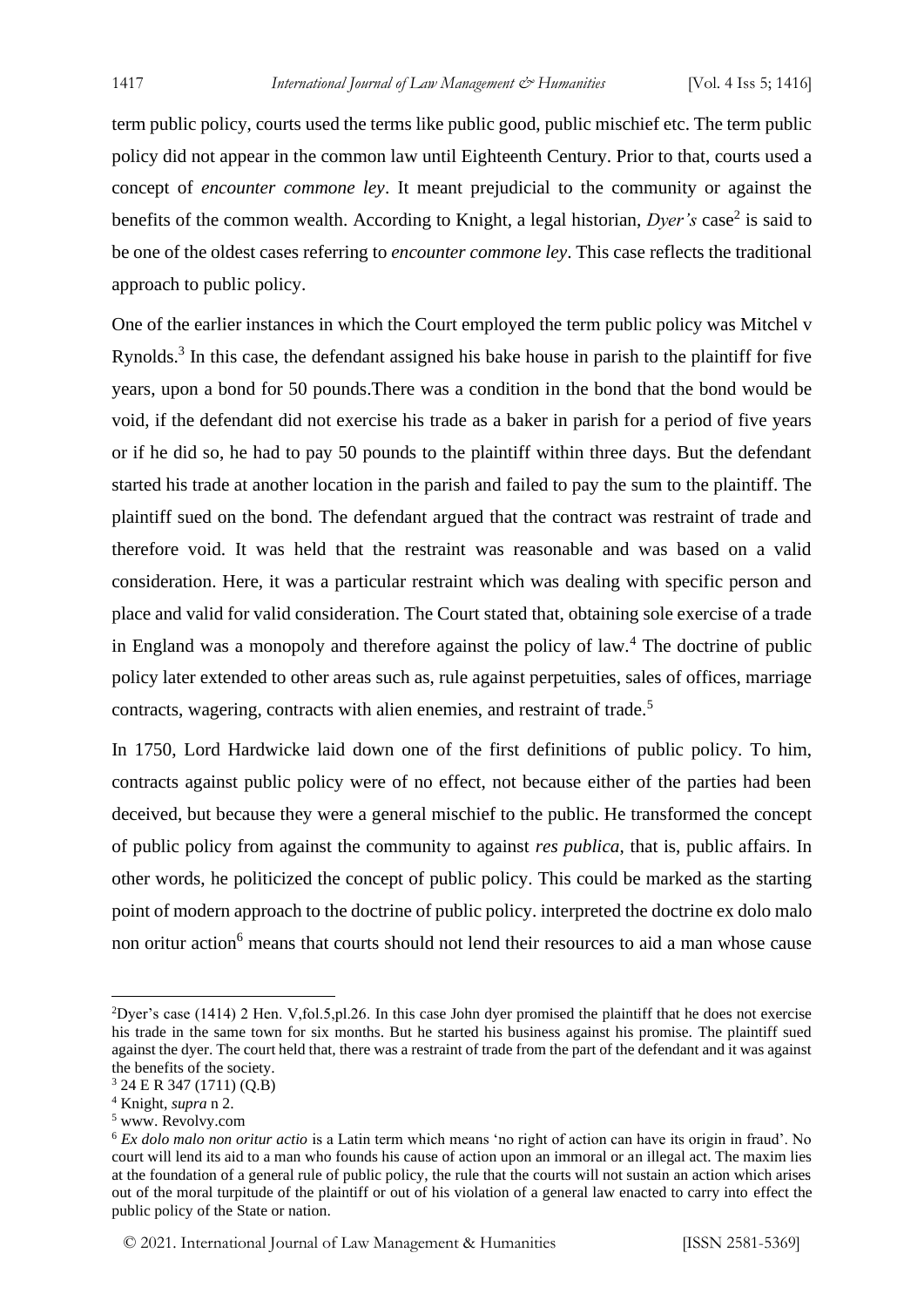term public policy, courts used the terms like public good, public mischief etc. The term public policy did not appear in the common law until Eighteenth Century. Prior to that, courts used a concept of *encounter commone ley*. It meant prejudicial to the community or against the benefits of the common wealth. According to Knight, a legal historian, *Dyer's* case[2] is said to be one of the oldest cases referring to *encounter commone ley*. This case reflects the traditional approach to public policy.

One of the earlier instances in which the Court employed the term public policy was Mitchel v Rynolds.[3] In this case, the defendant assigned his bake house in parish to the plaintiff for five years, upon a bond for 50 pounds.There was a condition in the bond that the bond would be void, if the defendant did not exercise his trade as a baker in parish for a period of five years or if he did so, he had to pay 50 pounds to the plaintiff within three days. But the defendant started his trade at another location in the parish and failed to pay the sum to the plaintiff. The plaintiff sued on the bond. The defendant argued that the contract was restraint of trade and therefore void. It was held that the restraint was reasonable and was based on a valid consideration. Here, it was a particular restraint which was dealing with specific person and place and valid for valid consideration. The Court stated that, obtaining sole exercise of a trade in England was a monopoly and therefore against the policy of law.[4] The doctrine of public policy later extended to other areas such as, rule against perpetuities, sales of offices, marriage contracts, wagering, contracts with alien enemies, and restraint of trade.[5]

In 1750, Lord Hardwicke laid down one of the first definitions of public policy. To him, contracts against public policy were of no effect, not because either of the parties had been deceived, but because they were a general mischief to the public. He transformed the concept of public policy from against the community to against *res publica*, that is, public affairs. In other words, he politicized the concept of public policy. This could be marked as the starting point of modern approach to the doctrine of public policy. interpreted the doctrine ex dolo malo non oritur action[6] means that courts should not lend their resources to aid a man whose cause

---

[2]Dyer's case (1414) 2 Hen. V,fol.5,pl.26. In this case John dyer promised the plaintiff that he does not exercise his trade in the same town for six months. But he started his business against his promise. The plaintiff sued against the dyer. The court held that, there was a restraint of trade from the part of the defendant and it was against the benefits of the society.

[3] 24 E R 347 (1711) (Q.B)

[4] Knight, *supra* n 2.

[5] www. Revolvy.com

[6] *Ex dolo malo non oritur actio* is a Latin term which means 'no right of action can have its origin in fraud'. No court will lend its aid to a man who founds his cause of action upon an immoral or an illegal act. The maxim lies at the foundation of a general rule of public policy, the rule that the courts will not sustain an action which arises out of the moral turpitude of the plaintiff or out of his violation of a general law enacted to carry into effect the public policy of the State or nation.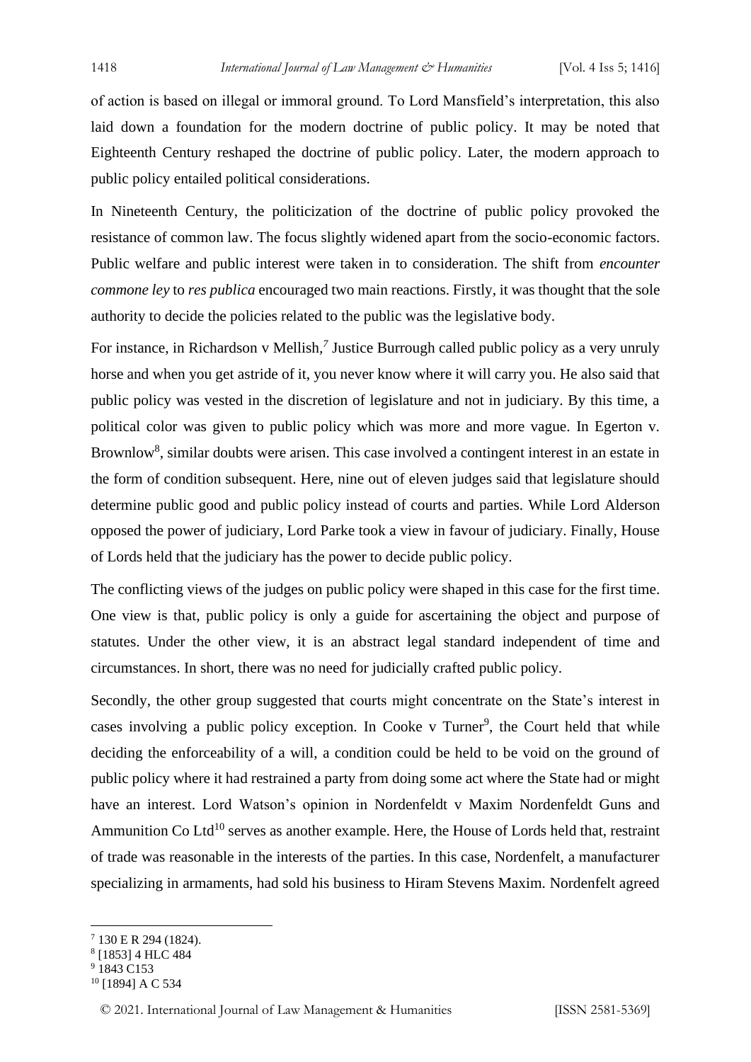of action is based on illegal or immoral ground. To Lord Mansfield's interpretation, this also laid down a foundation for the modern doctrine of public policy. It may be noted that Eighteenth Century reshaped the doctrine of public policy. Later, the modern approach to public policy entailed political considerations.

In Nineteenth Century, the politicization of the doctrine of public policy provoked the resistance of common law. The focus slightly widened apart from the socio-economic factors. Public welfare and public interest were taken in to consideration. The shift from *encounter commone ley* to *res publica* encouraged two main reactions. Firstly, it was thought that the sole authority to decide the policies related to the public was the legislative body.

For instance, in Richardson v Mellish,[7] Justice Burrough called public policy as a very unruly horse and when you get astride of it, you never know where it will carry you. He also said that public policy was vested in the discretion of legislature and not in judiciary. By this time, a political color was given to public policy which was more and more vague. In Egerton v. Brownlow[8], similar doubts were arisen. This case involved a contingent interest in an estate in the form of condition subsequent. Here, nine out of eleven judges said that legislature should determine public good and public policy instead of courts and parties. While Lord Alderson opposed the power of judiciary, Lord Parke took a view in favour of judiciary. Finally, House of Lords held that the judiciary has the power to decide public policy.

The conflicting views of the judges on public policy were shaped in this case for the first time. One view is that, public policy is only a guide for ascertaining the object and purpose of statutes. Under the other view, it is an abstract legal standard independent of time and circumstances. In short, there was no need for judicially crafted public policy.

Secondly, the other group suggested that courts might concentrate on the State's interest in cases involving a public policy exception. In Cooke v Turner[9], the Court held that while deciding the enforceability of a will, a condition could be held to be void on the ground of public policy where it had restrained a party from doing some act where the State had or might have an interest. Lord Watson's opinion in Nordenfeldt v Maxim Nordenfeldt Guns and Ammunition Co Ltd[10] serves as another example. Here, the House of Lords held that, restraint of trade was reasonable in the interests of the parties. In this case, Nordenfelt, a manufacturer specializing in armaments, had sold his business to Hiram Stevens Maxim. Nordenfelt agreed

---

[7] 130 E R 294 (1824).

[8] [1853] 4 HLC 484

[9] 1843 C153

[10] [1894] A C 534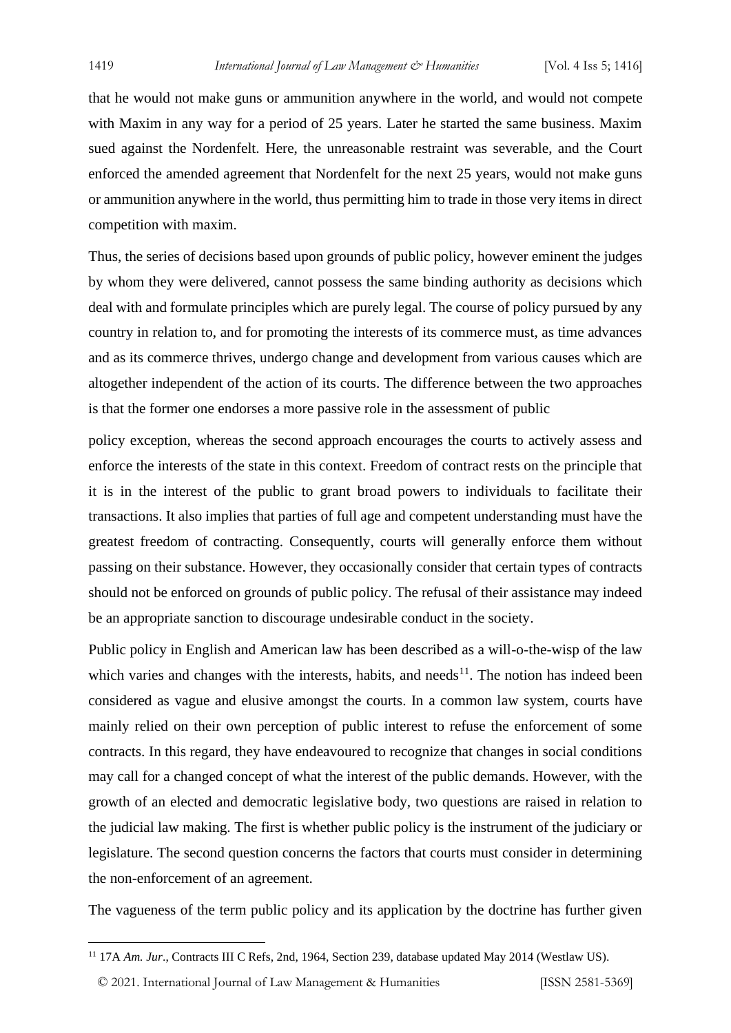that he would not make guns or ammunition anywhere in the world, and would not compete with Maxim in any way for a period of 25 years. Later he started the same business. Maxim sued against the Nordenfelt. Here, the unreasonable restraint was severable, and the Court enforced the amended agreement that Nordenfelt for the next 25 years, would not make guns or ammunition anywhere in the world, thus permitting him to trade in those very items in direct competition with maxim.

Thus, the series of decisions based upon grounds of public policy, however eminent the judges by whom they were delivered, cannot possess the same binding authority as decisions which deal with and formulate principles which are purely legal. The course of policy pursued by any country in relation to, and for promoting the interests of its commerce must, as time advances and as its commerce thrives, undergo change and development from various causes which are altogether independent of the action of its courts. The difference between the two approaches is that the former one endorses a more passive role in the assessment of public

policy exception, whereas the second approach encourages the courts to actively assess and enforce the interests of the state in this context. Freedom of contract rests on the principle that it is in the interest of the public to grant broad powers to individuals to facilitate their transactions. It also implies that parties of full age and competent understanding must have the greatest freedom of contracting. Consequently, courts will generally enforce them without passing on their substance. However, they occasionally consider that certain types of contracts should not be enforced on grounds of public policy. The refusal of their assistance may indeed be an appropriate sanction to discourage undesirable conduct in the society.

Public policy in English and American law has been described as a will-o-the-wisp of the law which varies and changes with the interests, habits, and needs[11]. The notion has indeed been considered as vague and elusive amongst the courts. In a common law system, courts have mainly relied on their own perception of public interest to refuse the enforcement of some contracts. In this regard, they have endeavoured to recognize that changes in social conditions may call for a changed concept of what the interest of the public demands. However, with the growth of an elected and democratic legislative body, two questions are raised in relation to the judicial law making. The first is whether public policy is the instrument of the judiciary or legislature. The second question concerns the factors that courts must consider in determining the non-enforcement of an agreement.

The vagueness of the term public policy and its application by the doctrine has further given

---

[11] 17A *Am. Jur*., Contracts III C Refs, 2nd, 1964, Section 239, database updated May 2014 (Westlaw US).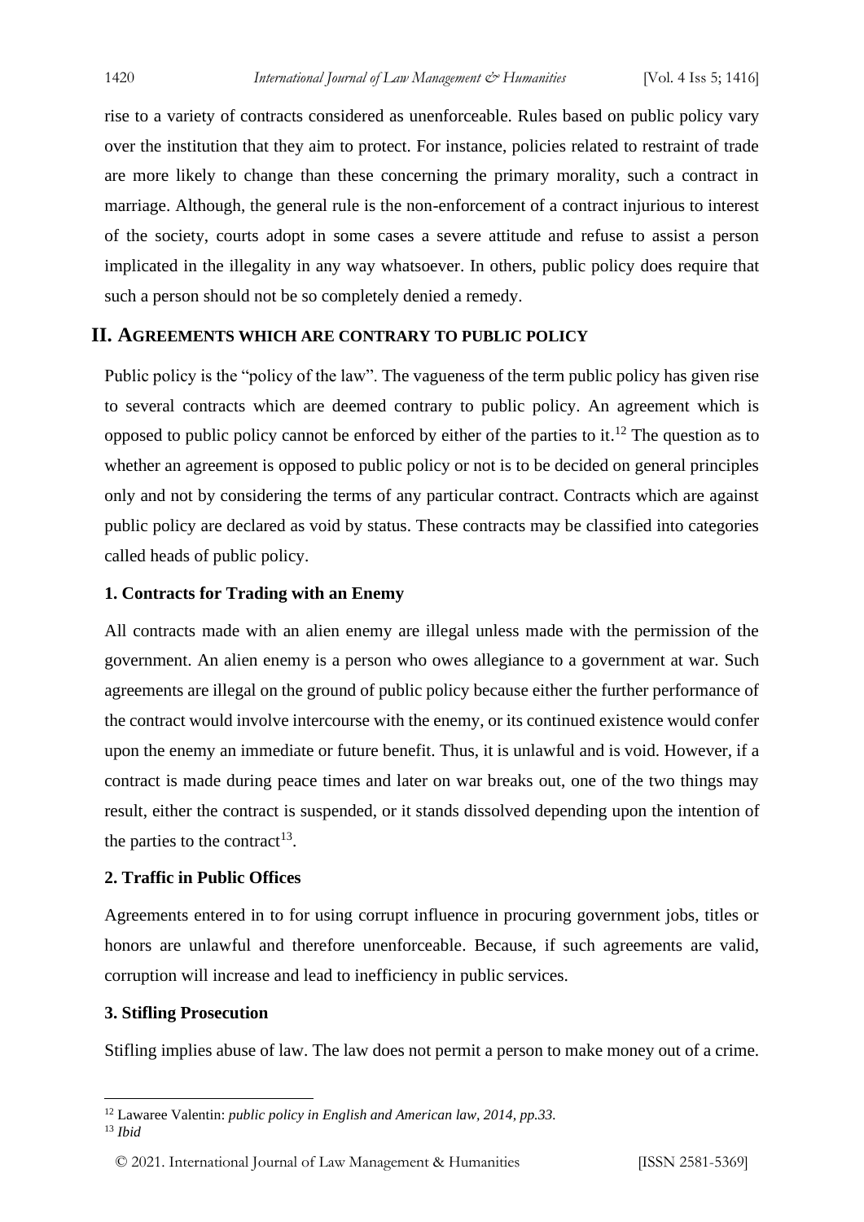rise to a variety of contracts considered as unenforceable. Rules based on public policy vary over the institution that they aim to protect. For instance, policies related to restraint of trade are more likely to change than these concerning the primary morality, such a contract in marriage. Although, the general rule is the non-enforcement of a contract injurious to interest of the society, courts adopt in some cases a severe attitude and refuse to assist a person implicated in the illegality in any way whatsoever. In others, public policy does require that such a person should not be so completely denied a remedy.

## II. Agreements which are contrary to public policy

Public policy is the "policy of the law". The vagueness of the term public policy has given rise to several contracts which are deemed contrary to public policy. An agreement which is opposed to public policy cannot be enforced by either of the parties to it.[12] The question as to whether an agreement is opposed to public policy or not is to be decided on general principles only and not by considering the terms of any particular contract. Contracts which are against public policy are declared as void by status. These contracts may be classified into categories called heads of public policy.

### 1. Contracts for Trading with an Enemy

All contracts made with an alien enemy are illegal unless made with the permission of the government. An alien enemy is a person who owes allegiance to a government at war. Such agreements are illegal on the ground of public policy because either the further performance of the contract would involve intercourse with the enemy, or its continued existence would confer upon the enemy an immediate or future benefit. Thus, it is unlawful and is void. However, if a contract is made during peace times and later on war breaks out, one of the two things may result, either the contract is suspended, or it stands dissolved depending upon the intention of the parties to the contract[13].

### 2. Traffic in Public Offices

Agreements entered in to for using corrupt influence in procuring government jobs, titles or honors are unlawful and therefore unenforceable. Because, if such agreements are valid, corruption will increase and lead to inefficiency in public services.

### 3. Stifling Prosecution

Stifling implies abuse of law. The law does not permit a person to make money out of a crime.

---

[12] Lawaree Valentin: *public policy in English and American law, 2014, pp.33.*

[13] *Ibid*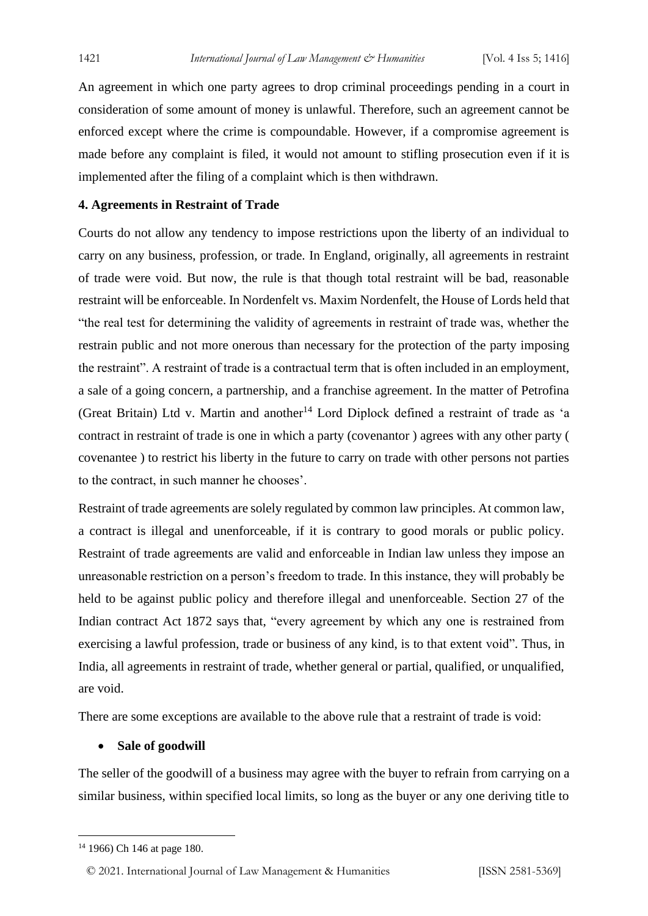An agreement in which one party agrees to drop criminal proceedings pending in a court in consideration of some amount of money is unlawful. Therefore, such an agreement cannot be enforced except where the crime is compoundable. However, if a compromise agreement is made before any complaint is filed, it would not amount to stifling prosecution even if it is implemented after the filing of a complaint which is then withdrawn.

**4. Agreements in Restraint of Trade**

Courts do not allow any tendency to impose restrictions upon the liberty of an individual to carry on any business, profession, or trade. In England, originally, all agreements in restraint of trade were void. But now, the rule is that though total restraint will be bad, reasonable restraint will be enforceable. In Nordenfelt vs. Maxim Nordenfelt, the House of Lords held that "the real test for determining the validity of agreements in restraint of trade was, whether the restrain public and not more onerous than necessary for the protection of the party imposing the restraint". A restraint of trade is a contractual term that is often included in an employment, a sale of a going concern, a partnership, and a franchise agreement. In the matter of Petrofina (Great Britain) Ltd v. Martin and another[14] Lord Diplock defined a restraint of trade as 'a contract in restraint of trade is one in which a party (covenantor ) agrees with any other party ( covenantee ) to restrict his liberty in the future to carry on trade with other persons not parties to the contract, in such manner he chooses'.

Restraint of trade agreements are solely regulated by common law principles. At common law, a contract is illegal and unenforceable, if it is contrary to good morals or public policy. Restraint of trade agreements are valid and enforceable in Indian law unless they impose an unreasonable restriction on a person's freedom to trade. In this instance, they will probably be held to be against public policy and therefore illegal and unenforceable. Section 27 of the Indian contract Act 1872 says that, "every agreement by which any one is restrained from exercising a lawful profession, trade or business of any kind, is to that extent void". Thus, in India, all agreements in restraint of trade, whether general or partial, qualified, or unqualified, are void.

There are some exceptions are available to the above rule that a restraint of trade is void:

- **Sale of goodwill**

The seller of the goodwill of a business may agree with the buyer to refrain from carrying on a similar business, within specified local limits, so long as the buyer or any one deriving title to

---

[14] 1966) Ch 146 at page 180.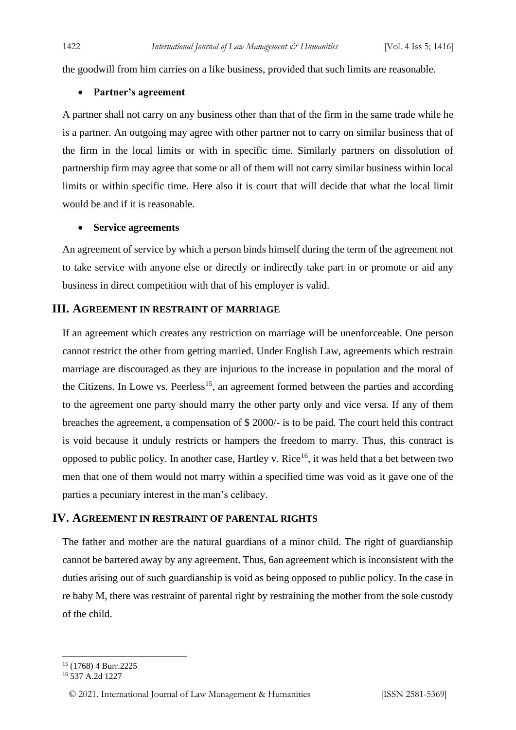the goodwill from him carries on a like business, provided that such limits are reasonable.

- **Partner's agreement**

A partner shall not carry on any business other than that of the firm in the same trade while he is a partner. An outgoing may agree with other partner not to carry on similar business that of the firm in the local limits or with in specific time. Similarly partners on dissolution of partnership firm may agree that some or all of them will not carry similar business within local limits or within specific time. Here also it is court that will decide that what the local limit would be and if it is reasonable.

- **Service agreements**

An agreement of service by which a person binds himself during the term of the agreement not to take service with anyone else or directly or indirectly take part in or promote or aid any business in direct competition with that of his employer is valid.

## III. Agreement in Restraint of Marriage

If an agreement which creates any restriction on marriage will be unenforceable. One person cannot restrict the other from getting married. Under English Law, agreements which restrain marriage are discouraged as they are injurious to the increase in population and the moral of the Citizens. In Lowe vs. Peerless[15], an agreement formed between the parties and according to the agreement one party should marry the other party only and vice versa. If any of them breaches the agreement, a compensation of $ 2000/- is to be paid. The court held this contract is void because it unduly restricts or hampers the freedom to marry. Thus, this contract is opposed to public policy. In another case, Hartley v. Rice[16], it was held that a bet between two men that one of them would not marry within a specified time was void as it gave one of the parties a pecuniary interest in the man's celibacy.

## IV. Agreement in Restraint of Parental Rights

The father and mother are the natural guardians of a minor child. The right of guardianship cannot be bartered away by any agreement. Thus, 6an agreement which is inconsistent with the duties arising out of such guardianship is void as being opposed to public policy. In the case in re baby M, there was restraint of parental right by restraining the mother from the sole custody of the child.

---

[15] (1768) 4 Burr.2225

[16] 537 A.2d 1227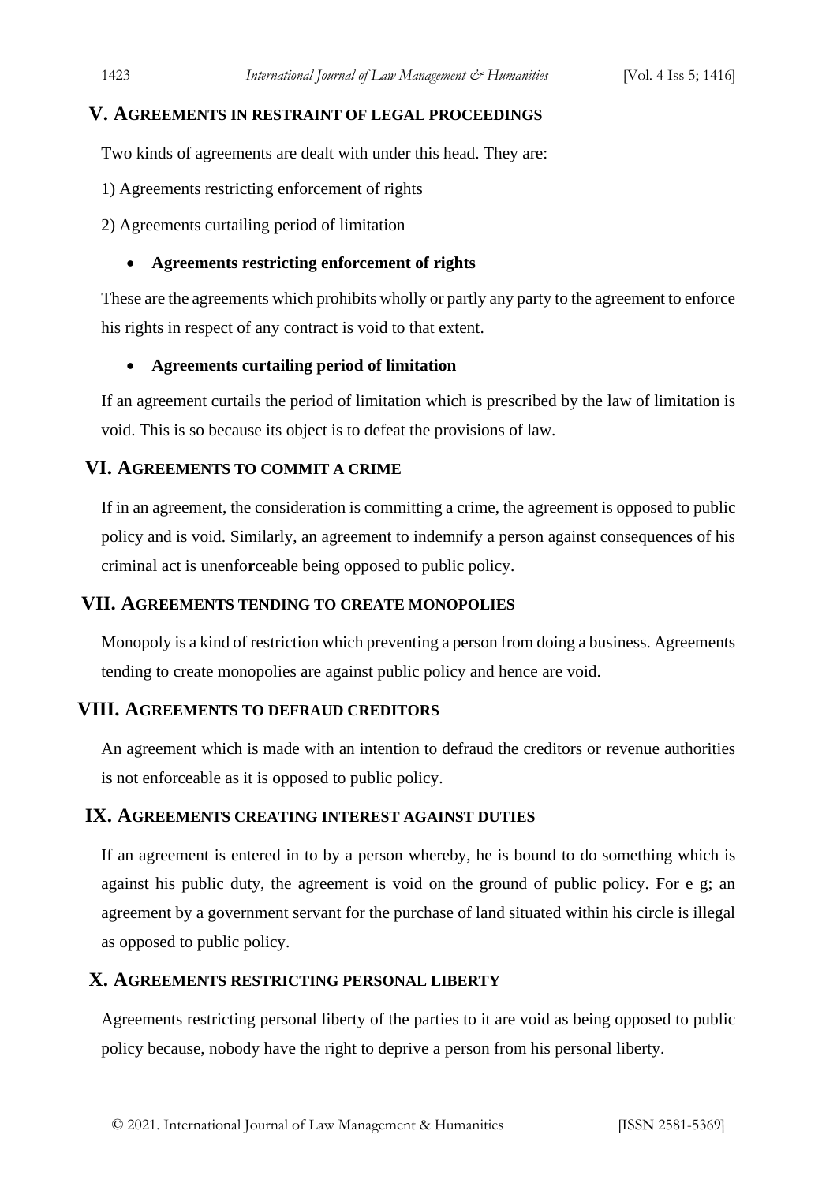## V. Agreements in Restraint of Legal Proceedings

Two kinds of agreements are dealt with under this head. They are:

1) Agreements restricting enforcement of rights

2) Agreements curtailing period of limitation

- **Agreements restricting enforcement of rights**

These are the agreements which prohibits wholly or partly any party to the agreement to enforce his rights in respect of any contract is void to that extent.

- **Agreements curtailing period of limitation**

If an agreement curtails the period of limitation which is prescribed by the law of limitation is void. This is so because its object is to defeat the provisions of law.

## VI. Agreements to Commit a Crime

If in an agreement, the consideration is committing a crime, the agreement is opposed to public policy and is void. Similarly, an agreement to indemnify a person against consequences of his criminal act is unenforceable being opposed to public policy.

## VII. Agreements Tending to Create Monopolies

Monopoly is a kind of restriction which preventing a person from doing a business. Agreements tending to create monopolies are against public policy and hence are void.

## VIII. Agreements to Defraud Creditors

An agreement which is made with an intention to defraud the creditors or revenue authorities is not enforceable as it is opposed to public policy.

## IX. Agreements Creating Interest Against Duties

If an agreement is entered in to by a person whereby, he is bound to do something which is against his public duty, the agreement is void on the ground of public policy. For e g; an agreement by a government servant for the purchase of land situated within his circle is illegal as opposed to public policy.

## X. Agreements Restricting Personal Liberty

Agreements restricting personal liberty of the parties to it are void as being opposed to public policy because, nobody have the right to deprive a person from his personal liberty.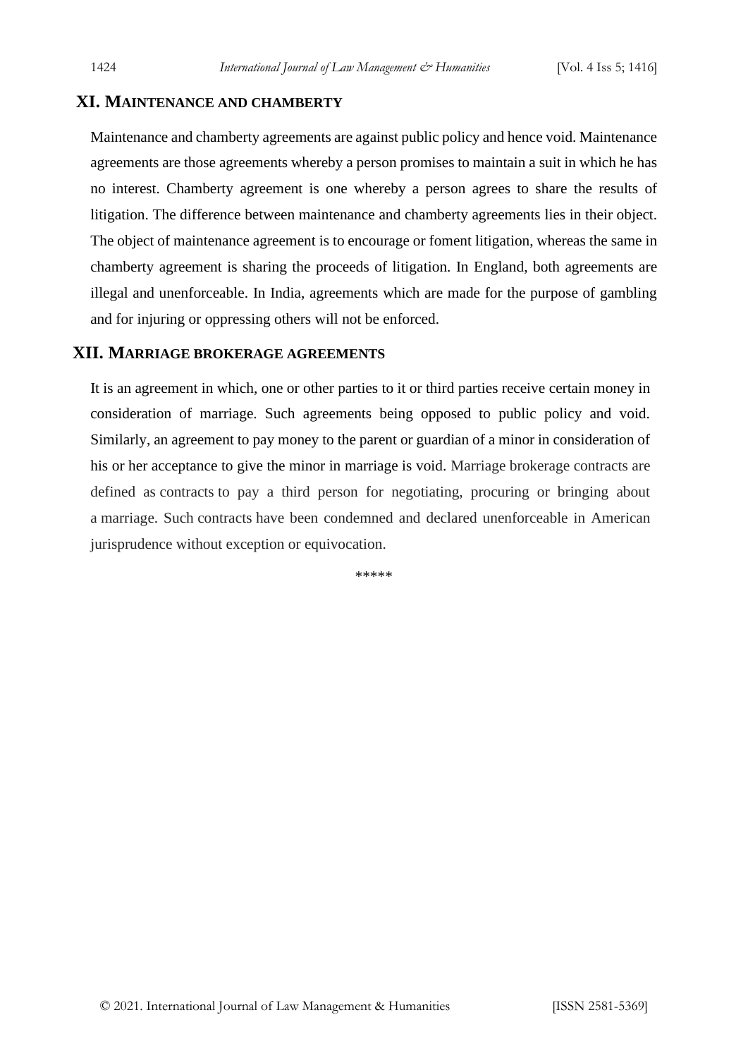## XI. Maintenance and chamberty

Maintenance and chamberty agreements are against public policy and hence void. Maintenance agreements are those agreements whereby a person promises to maintain a suit in which he has no interest. Chamberty agreement is one whereby a person agrees to share the results of litigation. The difference between maintenance and chamberty agreements lies in their object. The object of maintenance agreement is to encourage or foment litigation, whereas the same in chamberty agreement is sharing the proceeds of litigation. In England, both agreements are illegal and unenforceable. In India, agreements which are made for the purpose of gambling and for injuring or oppressing others will not be enforced.

## XII. Marriage brokerage agreements

It is an agreement in which, one or other parties to it or third parties receive certain money in consideration of marriage. Such agreements being opposed to public policy and void. Similarly, an agreement to pay money to the parent or guardian of a minor in consideration of his or her acceptance to give the minor in marriage is void. Marriage brokerage contracts are defined as contracts to pay a third person for negotiating, procuring or bringing about a marriage. Such contracts have been condemned and declared unenforceable in American jurisprudence without exception or equivocation.

*****